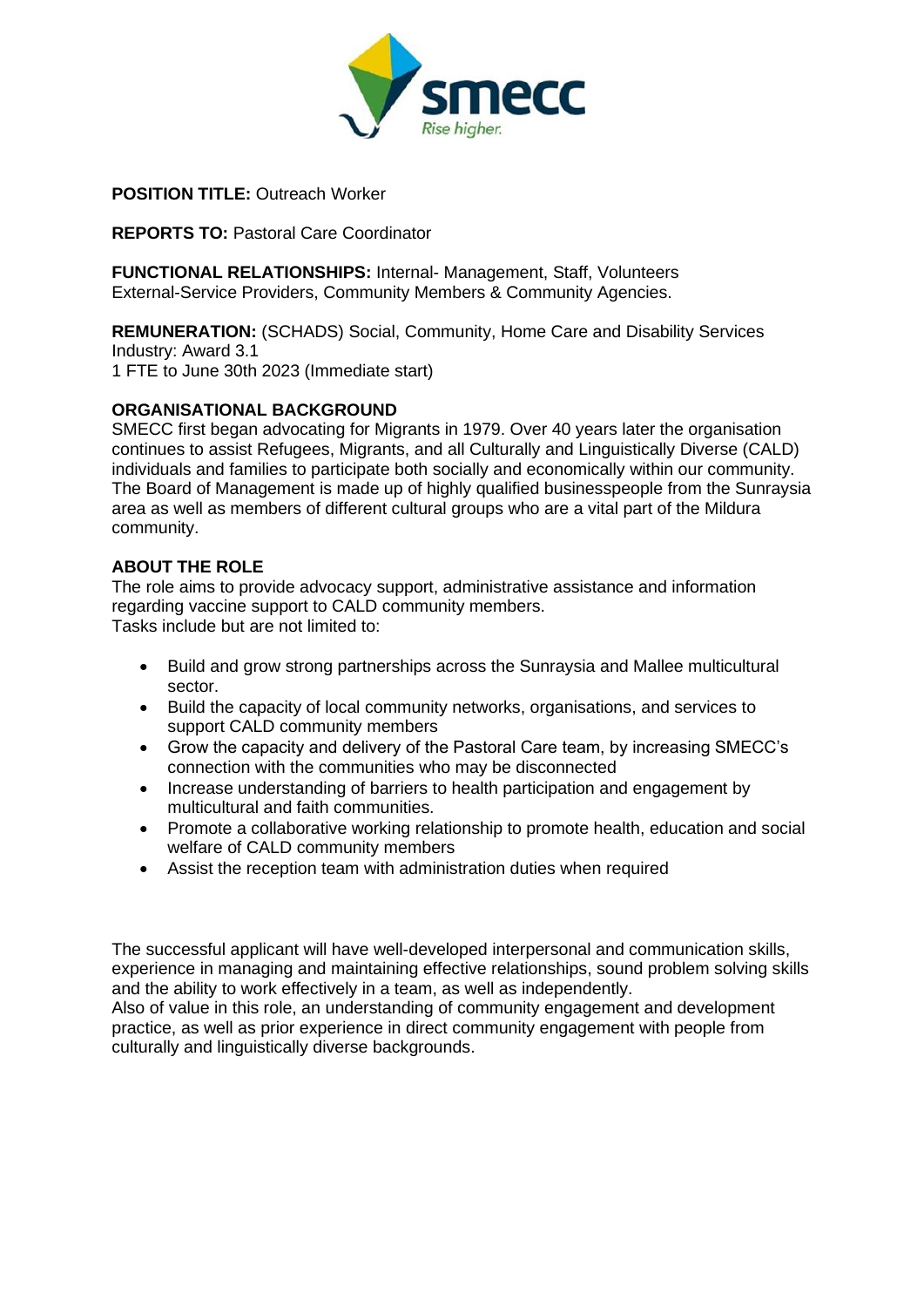**POSITION TITLE:** Outreach Worker

**REPORTS TO:** Pastoral Care Coordinator

**FUNCTIONAL RELATIONSHIPS:** Internal- Management, Staff, Volunteers
External-Service Providers, Community Members & Community Agencies.

**REMUNERATION:** (SCHADS) Social, Community, Home Care and Disability Services Industry: Award 3.1
1 FTE to June 30th 2023 (Immediate start)

**ORGANISATIONAL BACKGROUND**
SMECC first began advocating for Migrants in 1979. Over 40 years later the organisation continues to assist Refugees, Migrants, and all Culturally and Linguistically Diverse (CALD) individuals and families to participate both socially and economically within our community. The Board of Management is made up of highly qualified businesspeople from the Sunraysia area as well as members of different cultural groups who are a vital part of the Mildura community.

**ABOUT THE ROLE**
The role aims to provide advocacy support, administrative assistance and information regarding vaccine support to CALD community members.
Tasks include but are not limited to:

- Build and grow strong partnerships across the Sunraysia and Mallee multicultural sector.
- Build the capacity of local community networks, organisations, and services to support CALD community members
- Grow the capacity and delivery of the Pastoral Care team, by increasing SMECC's connection with the communities who may be disconnected
- Increase understanding of barriers to health participation and engagement by multicultural and faith communities.
- Promote a collaborative working relationship to promote health, education and social welfare of CALD community members
- Assist the reception team with administration duties when required

The successful applicant will have well-developed interpersonal and communication skills, experience in managing and maintaining effective relationships, sound problem solving skills and the ability to work effectively in a team, as well as independently.
Also of value in this role, an understanding of community engagement and development practice, as well as prior experience in direct community engagement with people from culturally and linguistically diverse backgrounds.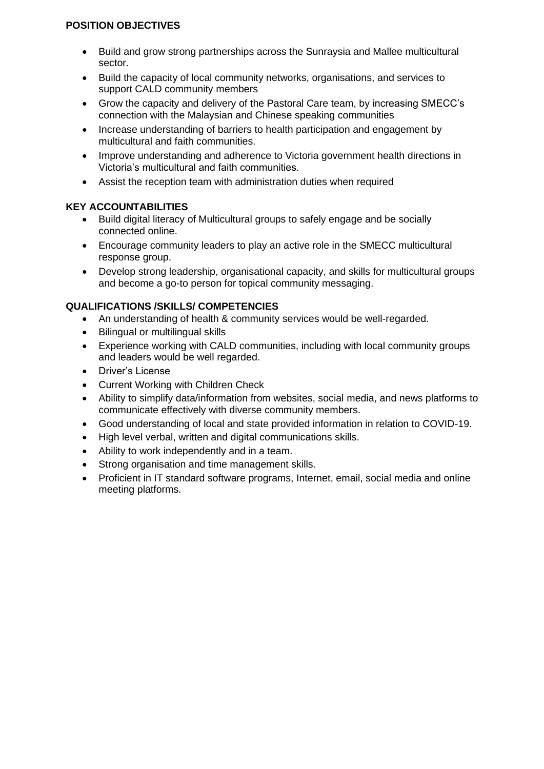**POSITION OBJECTIVES**

- Build and grow strong partnerships across the Sunraysia and Mallee multicultural sector.
- Build the capacity of local community networks, organisations, and services to support CALD community members
- Grow the capacity and delivery of the Pastoral Care team, by increasing SMECC's connection with the Malaysian and Chinese speaking communities
- Increase understanding of barriers to health participation and engagement by multicultural and faith communities.
- Improve understanding and adherence to Victoria government health directions in Victoria's multicultural and faith communities.
- Assist the reception team with administration duties when required

**KEY ACCOUNTABILITIES**

- Build digital literacy of Multicultural groups to safely engage and be socially connected online.
- Encourage community leaders to play an active role in the SMECC multicultural response group.
- Develop strong leadership, organisational capacity, and skills for multicultural groups and become a go-to person for topical community messaging.

**QUALIFICATIONS /SKILLS/ COMPETENCIES**

- An understanding of health & community services would be well-regarded.
- Bilingual or multilingual skills
- Experience working with CALD communities, including with local community groups and leaders would be well regarded.
- Driver's License
- Current Working with Children Check
- Ability to simplify data/information from websites, social media, and news platforms to communicate effectively with diverse community members.
- Good understanding of local and state provided information in relation to COVID-19.
- High level verbal, written and digital communications skills.
- Ability to work independently and in a team.
- Strong organisation and time management skills.
- Proficient in IT standard software programs, Internet, email, social media and online meeting platforms.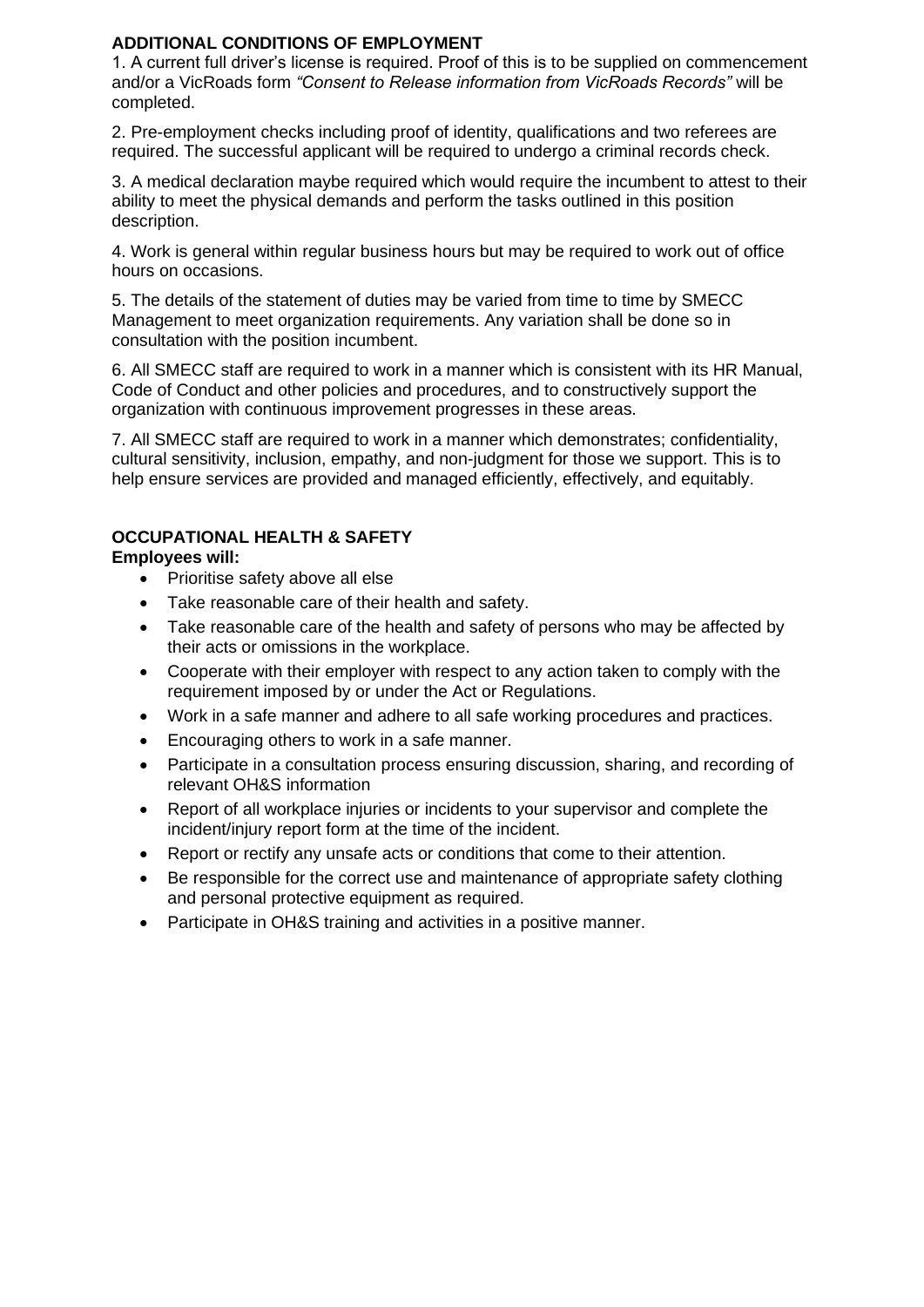**ADDITIONAL CONDITIONS OF EMPLOYMENT**

1. A current full driver's license is required. Proof of this is to be supplied on commencement and/or a VicRoads form *"Consent to Release information from VicRoads Records"* will be completed.

2. Pre-employment checks including proof of identity, qualifications and two referees are required. The successful applicant will be required to undergo a criminal records check.

3. A medical declaration maybe required which would require the incumbent to attest to their ability to meet the physical demands and perform the tasks outlined in this position description.

4. Work is general within regular business hours but may be required to work out of office hours on occasions.

5. The details of the statement of duties may be varied from time to time by SMECC Management to meet organization requirements. Any variation shall be done so in consultation with the position incumbent.

6. All SMECC staff are required to work in a manner which is consistent with its HR Manual, Code of Conduct and other policies and procedures, and to constructively support the organization with continuous improvement progresses in these areas.

7. All SMECC staff are required to work in a manner which demonstrates; confidentiality, cultural sensitivity, inclusion, empathy, and non-judgment for those we support. This is to help ensure services are provided and managed efficiently, effectively, and equitably.

**OCCUPATIONAL HEALTH & SAFETY**

**Employees will:**

- Prioritise safety above all else
- Take reasonable care of their health and safety.
- Take reasonable care of the health and safety of persons who may be affected by their acts or omissions in the workplace.
- Cooperate with their employer with respect to any action taken to comply with the requirement imposed by or under the Act or Regulations.
- Work in a safe manner and adhere to all safe working procedures and practices.
- Encouraging others to work in a safe manner.
- Participate in a consultation process ensuring discussion, sharing, and recording of relevant OH&S information
- Report of all workplace injuries or incidents to your supervisor and complete the incident/injury report form at the time of the incident.
- Report or rectify any unsafe acts or conditions that come to their attention.
- Be responsible for the correct use and maintenance of appropriate safety clothing and personal protective equipment as required.
- Participate in OH&S training and activities in a positive manner.